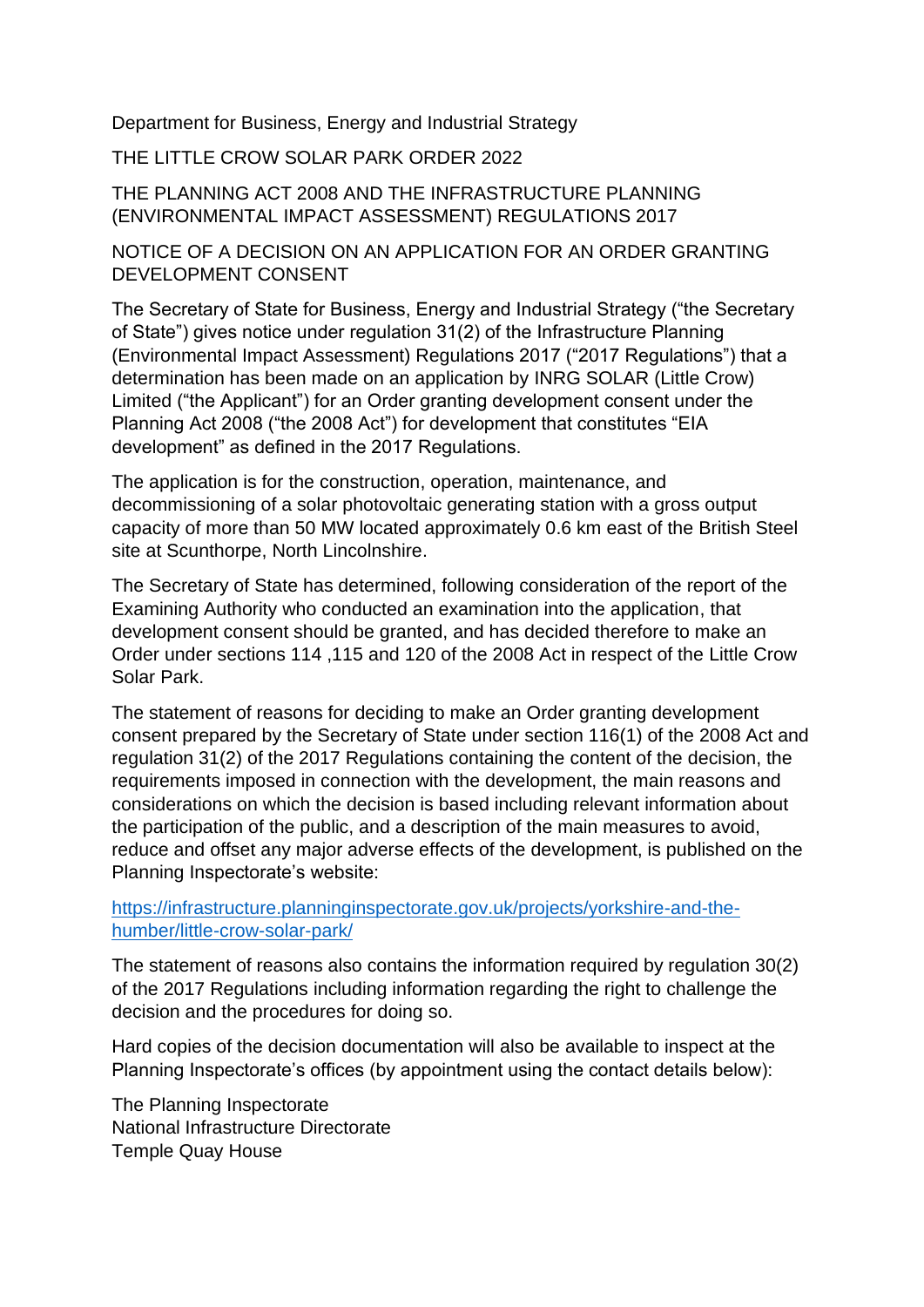Department for Business, Energy and Industrial Strategy

THE LITTLE CROW SOLAR PARK ORDER 2022

THE PLANNING ACT 2008 AND THE INFRASTRUCTURE PLANNING (ENVIRONMENTAL IMPACT ASSESSMENT) REGULATIONS 2017

NOTICE OF A DECISION ON AN APPLICATION FOR AN ORDER GRANTING DEVELOPMENT CONSENT

The Secretary of State for Business, Energy and Industrial Strategy ("the Secretary of State") gives notice under regulation 31(2) of the Infrastructure Planning (Environmental Impact Assessment) Regulations 2017 ("2017 Regulations") that a determination has been made on an application by INRG SOLAR (Little Crow) Limited ("the Applicant") for an Order granting development consent under the Planning Act 2008 ("the 2008 Act") for development that constitutes "EIA development" as defined in the 2017 Regulations.

The application is for the construction, operation, maintenance, and decommissioning of a solar photovoltaic generating station with a gross output capacity of more than 50 MW located approximately 0.6 km east of the British Steel site at Scunthorpe, North Lincolnshire.

The Secretary of State has determined, following consideration of the report of the Examining Authority who conducted an examination into the application, that development consent should be granted, and has decided therefore to make an Order under sections 114 ,115 and 120 of the 2008 Act in respect of the Little Crow Solar Park.

The statement of reasons for deciding to make an Order granting development consent prepared by the Secretary of State under section 116(1) of the 2008 Act and regulation 31(2) of the 2017 Regulations containing the content of the decision, the requirements imposed in connection with the development, the main reasons and considerations on which the decision is based including relevant information about the participation of the public, and a description of the main measures to avoid, reduce and offset any major adverse effects of the development, is published on the Planning Inspectorate's website:

https://infrastructure.planninginspectorate.gov.uk/projects/yorkshire-and-the-humber/little-crow-solar-park/

The statement of reasons also contains the information required by regulation 30(2) of the 2017 Regulations including information regarding the right to challenge the decision and the procedures for doing so.

Hard copies of the decision documentation will also be available to inspect at the Planning Inspectorate's offices (by appointment using the contact details below):

The Planning Inspectorate
National Infrastructure Directorate
Temple Quay House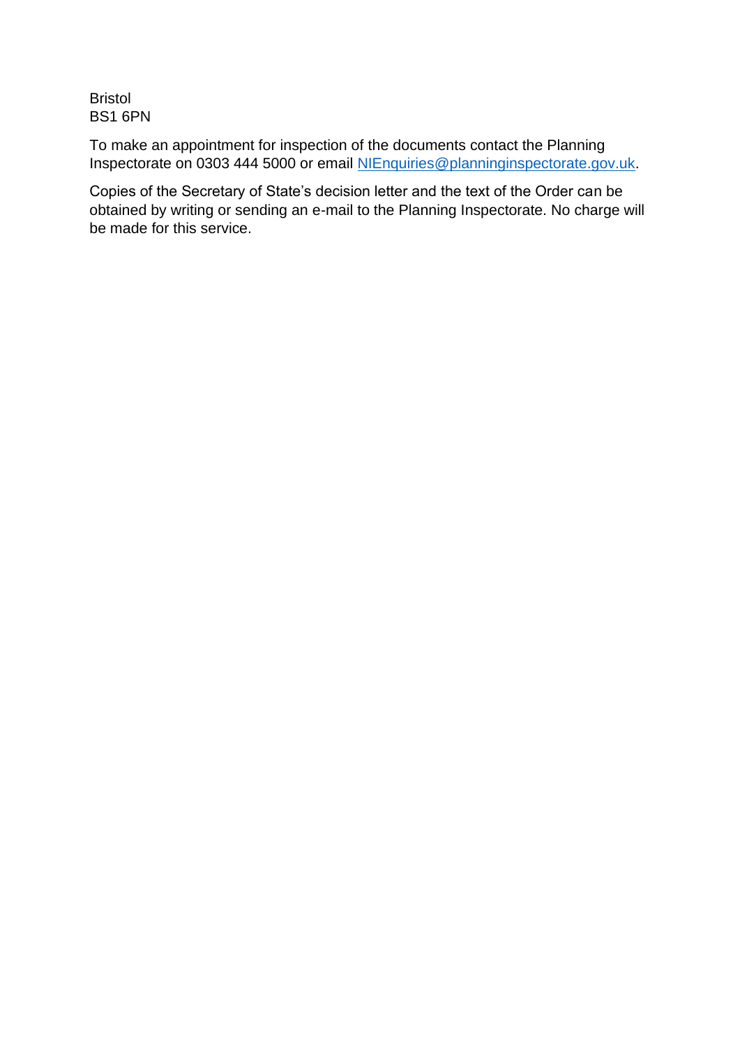Bristol
BS1 6PN

To make an appointment for inspection of the documents contact the Planning Inspectorate on 0303 444 5000 or email NIEnquiries@planninginspectorate.gov.uk.

Copies of the Secretary of State's decision letter and the text of the Order can be obtained by writing or sending an e-mail to the Planning Inspectorate. No charge will be made for this service.